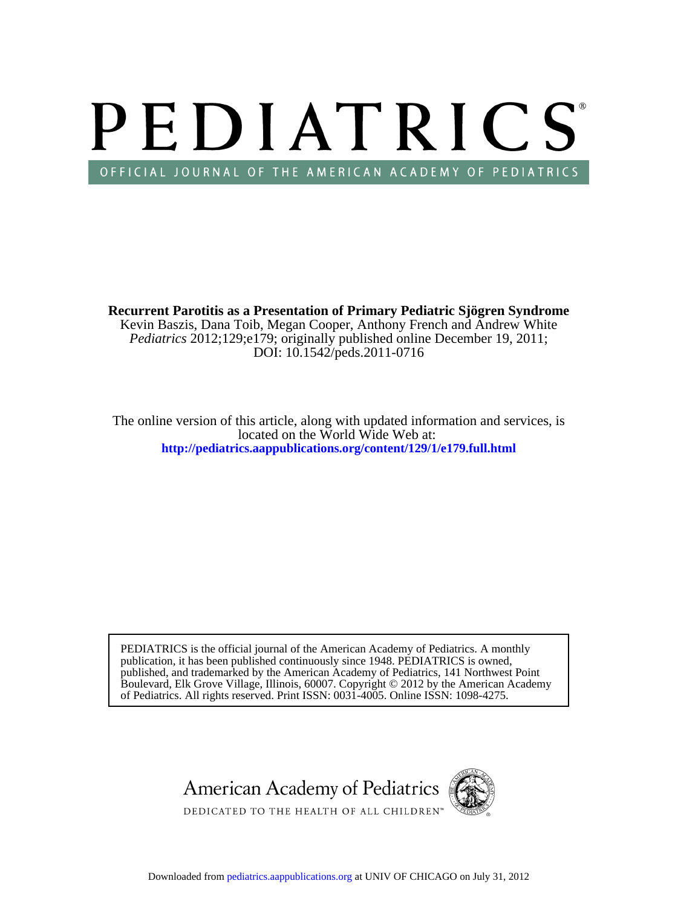# PEDIATRICS®

OFFICIAL JOURNAL OF THE AMERICAN ACADEMY OF PEDIATRICS

**Recurrent Parotitis as a Presentation of Primary Pediatric Sjögren Syndrome**

Kevin Baszis, Dana Toib, Megan Cooper, Anthony French and Andrew White

*Pediatrics* 2012;129;e179; originally published online December 19, 2011;

DOI: 10.1542/peds.2011-0716

The online version of this article, along with updated information and services, is located on the World Wide Web at:

**http://pediatrics.aappublications.org/content/129/1/e179.full.html**

PEDIATRICS is the official journal of the American Academy of Pediatrics. A monthly publication, it has been published continuously since 1948. PEDIATRICS is owned, published, and trademarked by the American Academy of Pediatrics, 141 Northwest Point Boulevard, Elk Grove Village, Illinois, 60007. Copyright © 2012 by the American Academy of Pediatrics. All rights reserved. Print ISSN: 0031-4005. Online ISSN: 1098-4275.

American Academy of Pediatrics

DEDICATED TO THE HEALTH OF ALL CHILDREN™

Downloaded from pediatrics.aappublications.org at UNIV OF CHICAGO on July 31, 2012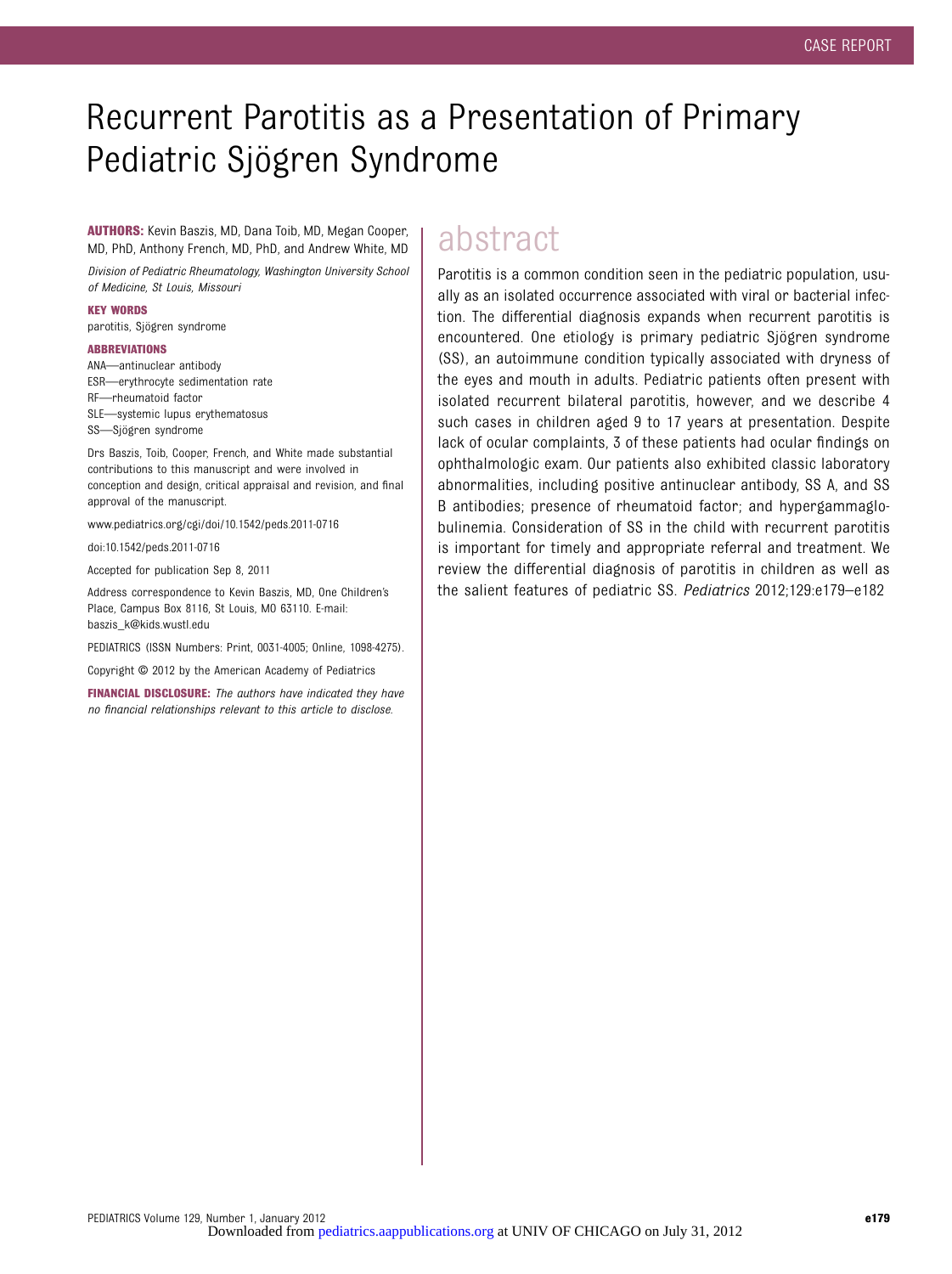# Recurrent Parotitis as a Presentation of Primary Pediatric Sjögren Syndrome

**AUTHORS:** Kevin Baszis, MD, Dana Toib, MD, Megan Cooper, MD, PhD, Anthony French, MD, PhD, and Andrew White, MD

*Division of Pediatric Rheumatology, Washington University School of Medicine, St Louis, Missouri*

**KEY WORDS**

parotitis, Sjögren syndrome

**ABBREVIATIONS**

ANA—antinuclear antibody
ESR—erythrocyte sedimentation rate
RF—rheumatoid factor
SLE—systemic lupus erythematosus
SS—Sjögren syndrome

Drs Baszis, Toib, Cooper, French, and White made substantial contributions to this manuscript and were involved in conception and design, critical appraisal and revision, and final approval of the manuscript.

www.pediatrics.org/cgi/doi/10.1542/peds.2011-0716

doi:10.1542/peds.2011-0716

Accepted for publication Sep 8, 2011

Address correspondence to Kevin Baszis, MD, One Children's Place, Campus Box 8116, St Louis, MO 63110. E-mail: baszis_k@kids.wustl.edu

PEDIATRICS (ISSN Numbers: Print, 0031-4005; Online, 1098-4275).

Copyright © 2012 by the American Academy of Pediatrics

**FINANCIAL DISCLOSURE:** *The authors have indicated they have no financial relationships relevant to this article to disclose.*

## abstract

Parotitis is a common condition seen in the pediatric population, usually as an isolated occurrence associated with viral or bacterial infection. The differential diagnosis expands when recurrent parotitis is encountered. One etiology is primary pediatric Sjögren syndrome (SS), an autoimmune condition typically associated with dryness of the eyes and mouth in adults. Pediatric patients often present with isolated recurrent bilateral parotitis, however, and we describe 4 such cases in children aged 9 to 17 years at presentation. Despite lack of ocular complaints, 3 of these patients had ocular findings on ophthalmologic exam. Our patients also exhibited classic laboratory abnormalities, including positive antinuclear antibody, SS A, and SS B antibodies; presence of rheumatoid factor; and hypergammaglobulinemia. Consideration of SS in the child with recurrent parotitis is important for timely and appropriate referral and treatment. We review the differential diagnosis of parotitis in children as well as the salient features of pediatric SS. *Pediatrics* 2012;129:e179–e182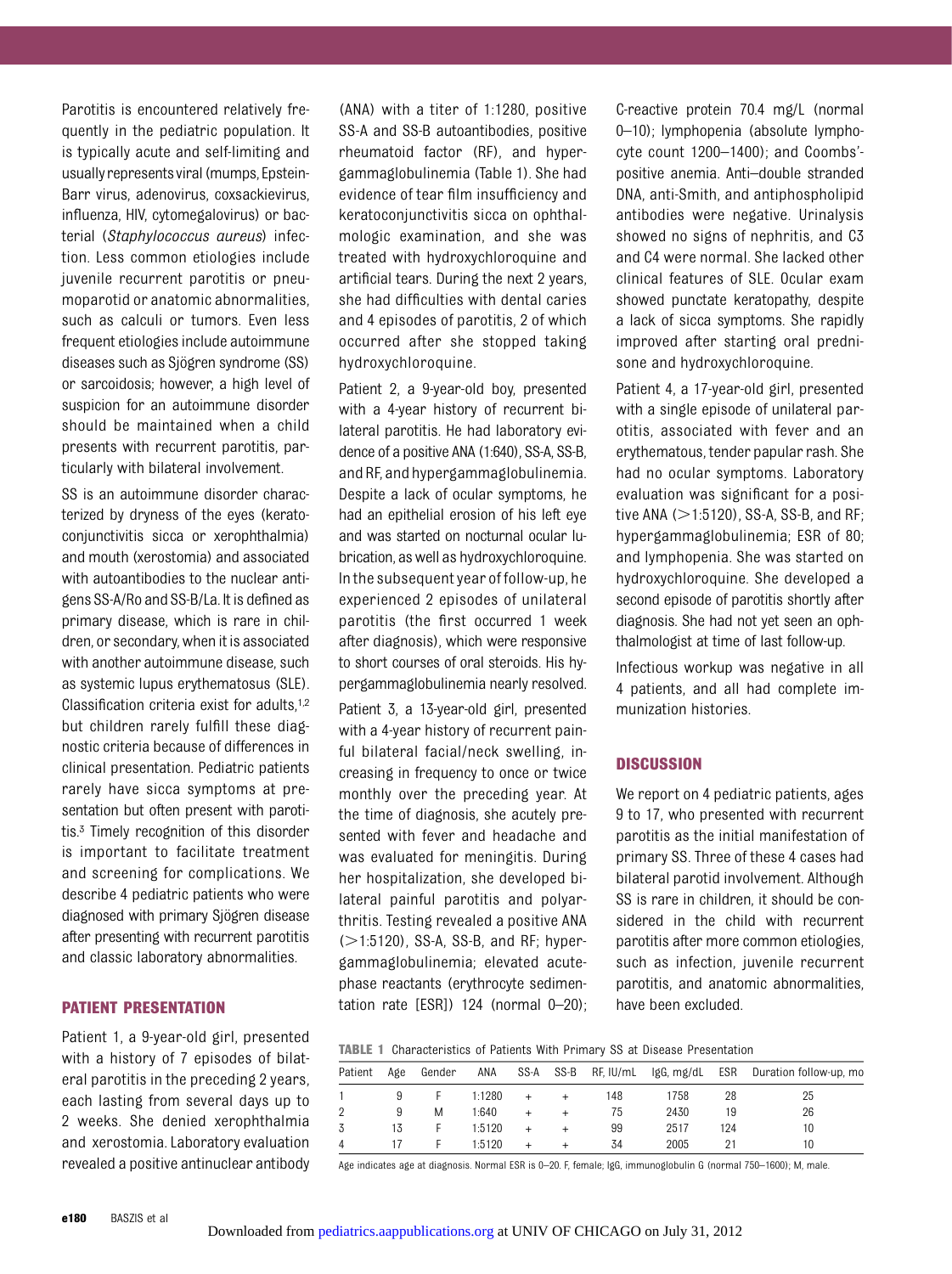Parotitis is encountered relatively frequently in the pediatric population. It is typically acute and self-limiting and usually represents viral (mumps, Epstein-Barr virus, adenovirus, coxsackievirus, influenza, HIV, cytomegalovirus) or bacterial (*Staphylococcus aureus*) infection. Less common etiologies include juvenile recurrent parotitis or pneumoparotid or anatomic abnormalities, such as calculi or tumors. Even less frequent etiologies include autoimmune diseases such as Sjögren syndrome (SS) or sarcoidosis; however, a high level of suspicion for an autoimmune disorder should be maintained when a child presents with recurrent parotitis, particularly with bilateral involvement.

SS is an autoimmune disorder characterized by dryness of the eyes (keratoconjunctivitis sicca or xerophthalmia) and mouth (xerostomia) and associated with autoantibodies to the nuclear antigens SS-A/Ro and SS-B/La. It is defined as primary disease, which is rare in children, or secondary, when it is associated with another autoimmune disease, such as systemic lupus erythematosus (SLE). Classification criteria exist for adults,[1,2] but children rarely fulfill these diagnostic criteria because of differences in clinical presentation. Pediatric patients rarely have sicca symptoms at presentation but often present with parotitis.[3] Timely recognition of this disorder is important to facilitate treatment and screening for complications. We describe 4 pediatric patients who were diagnosed with primary Sjögren disease after presenting with recurrent parotitis and classic laboratory abnormalities.

## PATIENT PRESENTATION

Patient 1, a 9-year-old girl, presented with a history of 7 episodes of bilateral parotitis in the preceding 2 years, each lasting from several days up to 2 weeks. She denied xerophthalmia and xerostomia. Laboratory evaluation revealed a positive antinuclear antibody (ANA) with a titer of 1:1280, positive SS-A and SS-B autoantibodies, positive rheumatoid factor (RF), and hypergammaglobulinemia (Table 1). She had evidence of tear film insufficiency and keratoconjunctivitis sicca on ophthalmologic examination, and she was treated with hydroxychloroquine and artificial tears. During the next 2 years, she had difficulties with dental caries and 4 episodes of parotitis, 2 of which occurred after she stopped taking hydroxychloroquine.

Patient 2, a 9-year-old boy, presented with a 4-year history of recurrent bilateral parotitis. He had laboratory evidence of a positive ANA (1:640), SS-A, SS-B, and RF, and hypergammaglobulinemia. Despite a lack of ocular symptoms, he had an epithelial erosion of his left eye and was started on nocturnal ocular lubrication, as well as hydroxychloroquine. In the subsequent year of follow-up, he experienced 2 episodes of unilateral parotitis (the first occurred 1 week after diagnosis), which were responsive to short courses of oral steroids. His hypergammaglobulinemia nearly resolved.

Patient 3, a 13-year-old girl, presented with a 4-year history of recurrent painful bilateral facial/neck swelling, increasing in frequency to once or twice monthly over the preceding year. At the time of diagnosis, she acutely presented with fever and headache and was evaluated for meningitis. During her hospitalization, she developed bilateral painful parotitis and polyarthritis. Testing revealed a positive ANA (>1:5120), SS-A, SS-B, and RF; hypergammaglobulinemia; elevated acute-phase reactants (erythrocyte sedimentation rate [ESR]) 124 (normal 0–20); C-reactive protein 70.4 mg/L (normal 0–10); lymphopenia (absolute lymphocyte count 1200–1400); and Coombs'-positive anemia. Anti–double stranded DNA, anti-Smith, and antiphospholipid antibodies were negative. Urinalysis showed no signs of nephritis, and C3 and C4 were normal. She lacked other clinical features of SLE. Ocular exam showed punctate keratopathy, despite a lack of sicca symptoms. She rapidly improved after starting oral prednisone and hydroxychloroquine.

Patient 4, a 17-year-old girl, presented with a single episode of unilateral parotitis, associated with fever and an erythematous, tender papular rash. She had no ocular symptoms. Laboratory evaluation was significant for a positive ANA (>1:5120), SS-A, SS-B, and RF; hypergammaglobulinemia; ESR of 80; and lymphopenia. She was started on hydroxychloroquine. She developed a second episode of parotitis shortly after diagnosis. She had not yet seen an ophthalmologist at time of last follow-up.

Infectious workup was negative in all 4 patients, and all had complete immunization histories.

## DISCUSSION

We report on 4 pediatric patients, ages 9 to 17, who presented with recurrent parotitis as the initial manifestation of primary SS. Three of these 4 cases had bilateral parotid involvement. Although SS is rare in children, it should be considered in the child with recurrent parotitis after more common etiologies, such as infection, juvenile recurrent parotitis, and anatomic abnormalities, have been excluded.

**TABLE 1** Characteristics of Patients With Primary SS at Disease Presentation

| Patient | Age | Gender | ANA | SS-A | SS-B | RF, IU/mL | IgG, mg/dL | ESR | Duration follow-up, mo |
|---|---|---|---|---|---|---|---|---|---|
| 1 | 9 | F | 1:1280 | + | + | 148 | 1758 | 28 | 25 |
| 2 | 9 | M | 1:640 | + | + | 75 | 2430 | 19 | 26 |
| 3 | 13 | F | 1:5120 | + | + | 99 | 2517 | 124 | 10 |
| 4 | 17 | F | 1:5120 | + | + | 34 | 2005 | 21 | 10 |

Age indicates age at diagnosis. Normal ESR is 0–20. F, female; IgG, immunoglobulin G (normal 750–1600); M, male.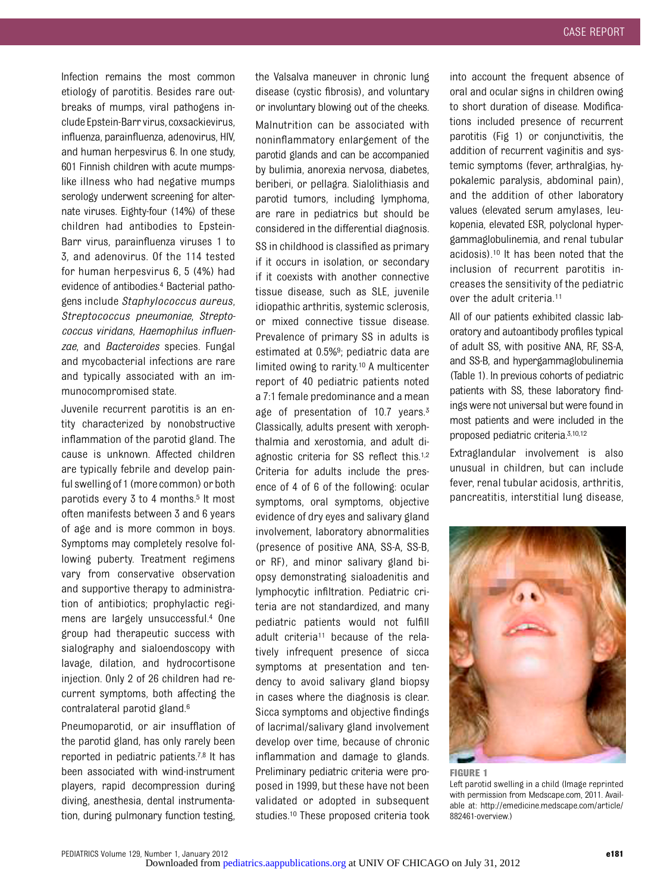Infection remains the most common etiology of parotitis. Besides rare outbreaks of mumps, viral pathogens include Epstein-Barr virus, coxsackievirus, influenza, parainfluenza, adenovirus, HIV, and human herpesvirus 6. In one study, 601 Finnish children with acute mumps-like illness who had negative mumps serology underwent screening for alternate viruses. Eighty-four (14%) of these children had antibodies to Epstein-Barr virus, parainfluenza viruses 1 to 3, and adenovirus. Of the 114 tested for human herpesvirus 6, 5 (4%) had evidence of antibodies.[4] Bacterial pathogens include *Staphylococcus aureus*, *Streptococcus pneumoniae*, *Streptococcus viridans*, *Haemophilus influenzae*, and *Bacteroides* species. Fungal and mycobacterial infections are rare and typically associated with an immunocompromised state.

Juvenile recurrent parotitis is an entity characterized by nonobstructive inflammation of the parotid gland. The cause is unknown. Affected children are typically febrile and develop painful swelling of 1 (more common) or both parotids every 3 to 4 months.[5] It most often manifests between 3 and 6 years of age and is more common in boys. Symptoms may completely resolve following puberty. Treatment regimens vary from conservative observation and supportive therapy to administration of antibiotics; prophylactic regimens are largely unsuccessful.[4] One group had therapeutic success with sialography and sialoendoscopy with lavage, dilation, and hydrocortisone injection. Only 2 of 26 children had recurrent symptoms, both affecting the contralateral parotid gland.[6]

Pneumoparotid, or air insufflation of the parotid gland, has only rarely been reported in pediatric patients.[7,8] It has been associated with wind-instrument players, rapid decompression during diving, anesthesia, dental instrumentation, during pulmonary function testing, the Valsalva maneuver in chronic lung disease (cystic fibrosis), and voluntary or involuntary blowing out of the cheeks.

Malnutrition can be associated with noninflammatory enlargement of the parotid glands and can be accompanied by bulimia, anorexia nervosa, diabetes, beriberi, or pellagra. Sialolithiasis and parotid tumors, including lymphoma, are rare in pediatrics but should be considered in the differential diagnosis.

SS in childhood is classified as primary if it occurs in isolation, or secondary if it coexists with another connective tissue disease, such as SLE, juvenile idiopathic arthritis, systemic sclerosis, or mixed connective tissue disease. Prevalence of primary SS in adults is estimated at 0.5%[9]; pediatric data are limited owing to rarity.[10] A multicenter report of 40 pediatric patients noted a 7:1 female predominance and a mean age of presentation of 10.7 years.[3] Classically, adults present with xerophthalmia and xerostomia, and adult diagnostic criteria for SS reflect this.[1,2] Criteria for adults include the presence of 4 of 6 of the following: ocular symptoms, oral symptoms, objective evidence of dry eyes and salivary gland involvement, laboratory abnormalities (presence of positive ANA, SS-A, SS-B, or RF), and minor salivary gland biopsy demonstrating sialoadenitis and lymphocytic infiltration. Pediatric criteria are not standardized, and many pediatric patients would not fulfill adult criteria[11] because of the relatively infrequent presence of sicca symptoms at presentation and tendency to avoid salivary gland biopsy in cases where the diagnosis is clear. Sicca symptoms and objective findings of lacrimal/salivary gland involvement develop over time, because of chronic inflammation and damage to glands. Preliminary pediatric criteria were proposed in 1999, but these have not been validated or adopted in subsequent studies.[10] These proposed criteria took into account the frequent absence of oral and ocular signs in children owing to short duration of disease. Modifications included presence of recurrent parotitis (Fig 1) or conjunctivitis, the addition of recurrent vaginitis and systemic symptoms (fever, arthralgias, hypokalemic paralysis, abdominal pain), and the addition of other laboratory values (elevated serum amylases, leukopenia, elevated ESR, polyclonal hypergammaglobulinemia, and renal tubular acidosis).[10] It has been noted that the inclusion of recurrent parotitis increases the sensitivity of the pediatric over the adult criteria.[11]

All of our patients exhibited classic laboratory and autoantibody profiles typical of adult SS, with positive ANA, RF, SS-A, and SS-B, and hypergammaglobulinemia (Table 1). In previous cohorts of pediatric patients with SS, these laboratory findings were not universal but were found in most patients and were included in the proposed pediatric criteria.[3,10,12]

Extraglandular involvement is also unusual in children, but can include fever, renal tubular acidosis, arthritis, pancreatitis, interstitial lung disease,

**FIGURE 1**
Left parotid swelling in a child (Image reprinted with permission from Medscape.com, 2011. Available at: http://emedicine.medscape.com/article/882461-overview.)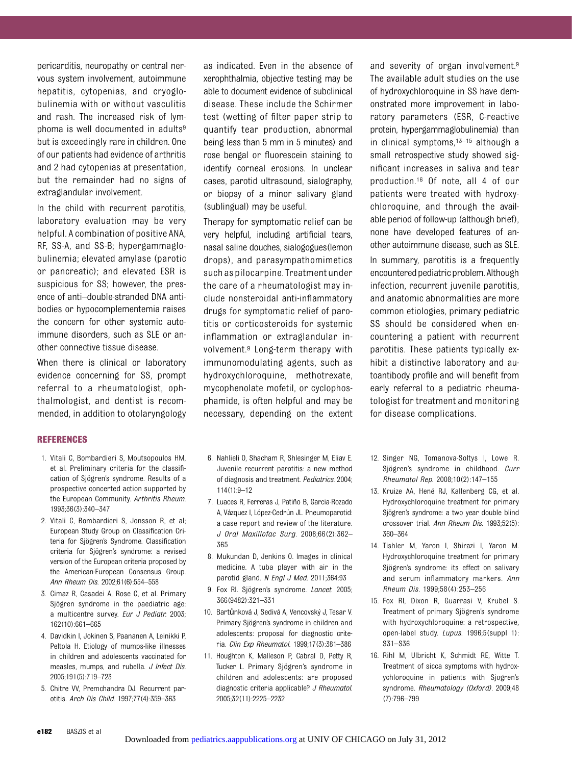pericarditis, neuropathy or central nervous system involvement, autoimmune hepatitis, cytopenias, and cryoglobulinemia with or without vasculitis and rash. The increased risk of lymphoma is well documented in adults[9] but is exceedingly rare in children. One of our patients had evidence of arthritis and 2 had cytopenias at presentation, but the remainder had no signs of extraglandular involvement.

In the child with recurrent parotitis, laboratory evaluation may be very helpful. A combination of positive ANA, RF, SS-A, and SS-B; hypergammaglobulinemia; elevated amylase (parotic or pancreatic); and elevated ESR is suspicious for SS; however, the presence of anti–double-stranded DNA antibodies or hypocomplementemia raises the concern for other systemic autoimmune disorders, such as SLE or another connective tissue disease.

When there is clinical or laboratory evidence concerning for SS, prompt referral to a rheumatologist, ophthalmologist, and dentist is recommended, in addition to otolaryngology as indicated. Even in the absence of xerophthalmia, objective testing may be able to document evidence of subclinical disease. These include the Schirmer test (wetting of filter paper strip to quantify tear production, abnormal being less than 5 mm in 5 minutes) and rose bengal or fluorescein staining to identify corneal erosions. In unclear cases, parotid ultrasound, sialography, or biopsy of a minor salivary gland (sublingual) may be useful.

Therapy for symptomatic relief can be very helpful, including artificial tears, nasal saline douches, sialogogues(lemon drops), and parasympathomimetics such as pilocarpine. Treatment under the care of a rheumatologist may include nonsteroidal anti-inflammatory drugs for symptomatic relief of parotitis or corticosteroids for systemic inflammation or extraglandular involvement.[9] Long-term therapy with immunomodulating agents, such as hydroxychloroquine, methotrexate, mycophenolate mofetil, or cyclophosphamide, is often helpful and may be necessary, depending on the extent and severity of organ involvement.[9] The available adult studies on the use of hydroxychloroquine in SS have demonstrated more improvement in laboratory parameters (ESR, C-reactive protein, hypergammaglobulinemia) than in clinical symptoms,[13–15] although a small retrospective study showed significant increases in saliva and tear production.[16] Of note, all 4 of our patients were treated with hydroxychloroquine, and through the available period of follow-up (although brief), none have developed features of another autoimmune disease, such as SLE.

In summary, parotitis is a frequently encountered pediatric problem. Although infection, recurrent juvenile parotitis, and anatomic abnormalities are more common etiologies, primary pediatric SS should be considered when encountering a patient with recurrent parotitis. These patients typically exhibit a distinctive laboratory and autoantibody profile and will benefit from early referral to a pediatric rheumatologist for treatment and monitoring for disease complications.

## REFERENCES

1. Vitali C, Bombardieri S, Moutsopoulos HM, et al. Preliminary criteria for the classification of Sjögren's syndrome. Results of a prospective concerted action supported by the European Community. *Arthritis Rheum.* 1993;36(3):340–347
2. Vitali C, Bombardieri S, Jonsson R, et al; European Study Group on Classification Criteria for Sjögren's Syndrome. Classification criteria for Sjögren's syndrome: a revised version of the European criteria proposed by the American-European Consensus Group. *Ann Rheum Dis.* 2002;61(6):554–558
3. Cimaz R, Casadei A, Rose C, et al. Primary Sjögren syndrome in the paediatric age: a multicentre survey. *Eur J Pediatr.* 2003;162(10):661–665
4. Davidkin I, Jokinen S, Paananen A, Leinikki P, Peltola H. Etiology of mumps-like illnesses in children and adolescents vaccinated for measles, mumps, and rubella. *J Infect Dis.* 2005;191(5):719–723
5. Chitre VV, Premchandra DJ. Recurrent parotitis. *Arch Dis Child.* 1997;77(4):359–363
6. Nahlieli O, Shacham R, Shlesinger M, Eliav E. Juvenile recurrent parotitis: a new method of diagnosis and treatment. *Pediatrics.* 2004;114(1):9–12
7. Luaces R, Ferreras J, Patiño B, Garcia-Rozado A, Vázquez I, López-Cedrún JL. Pneumoparotid: a case report and review of the literature. *J Oral Maxillofac Surg.* 2008;66(2):362–365
8. Mukundan D, Jenkins O. Images in clinical medicine. A tuba player with air in the parotid gland. *N Engl J Med.* 2011;364:93
9. Fox RI. Sjögren's syndrome. *Lancet.* 2005;366(9482):321–331
10. Bartůnková J, Sedivá A, Vencovský J, Tesar V. Primary Sjögren's syndrome in children and adolescents: proposal for diagnostic criteria. *Clin Exp Rheumatol.* 1999;17(3):381–386
11. Houghton K, Malleson P, Cabral D, Petty R, Tucker L. Primary Sjögren's syndrome in children and adolescents: are proposed diagnostic criteria applicable? *J Rheumatol.* 2005;32(11):2225–2232
12. Singer NG, Tomanova-Soltys I, Lowe R. Sjögren's syndrome in childhood. *Curr Rheumatol Rep.* 2008;10(2):147–155
13. Kruize AA, Hené RJ, Kallenberg CG, et al. Hydroxychloroquine treatment for primary Sjögren's syndrome: a two year double blind crossover trial. *Ann Rheum Dis.* 1993;52(5):360–364
14. Tishler M, Yaron I, Shirazi I, Yaron M. Hydroxychloroquine treatment for primary Sjögren's syndrome: its effect on salivary and serum inflammatory markers. *Ann Rheum Dis.* 1999;58(4):253–256
15. Fox RI, Dixon R, Guarrasi V, Krubel S. Treatment of primary Sjögren's syndrome with hydroxychloroquine: a retrospective, open-label study. *Lupus.* 1996;5(suppl 1):S31–S36
16. Rihl M, Ulbricht K, Schmidt RE, Witte T. Treatment of sicca symptoms with hydroxychloroquine in patients with Sjogren's syndrome. *Rheumatology (Oxford).* 2009;48(7):796–799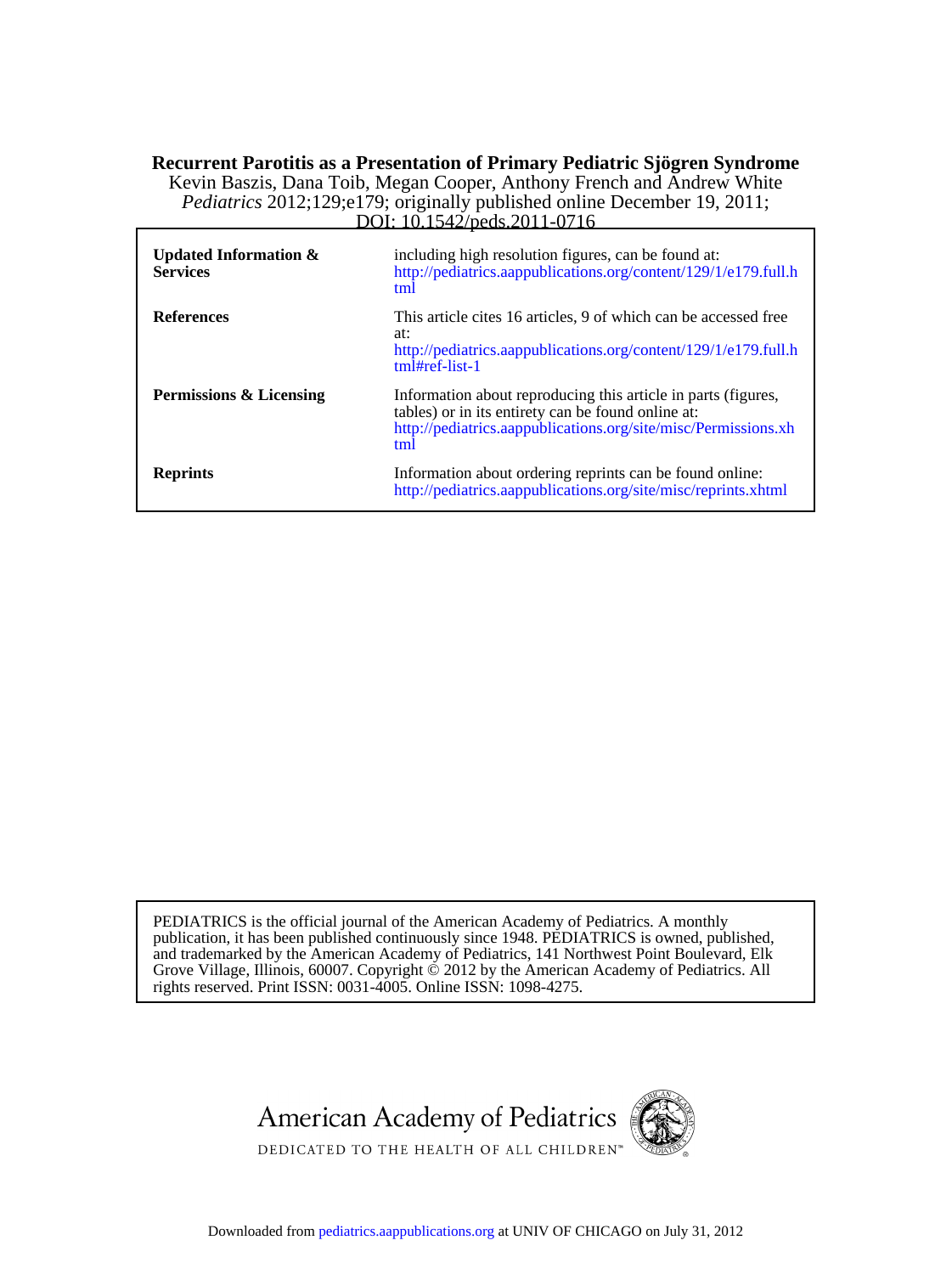**Recurrent Parotitis as a Presentation of Primary Pediatric Sjögren Syndrome**

Kevin Baszis, Dana Toib, Megan Cooper, Anthony French and Andrew White

*Pediatrics* 2012;129;e179; originally published online December 19, 2011;

DOI: 10.1542/peds.2011-0716

| | |
|---|---|
| **Updated Information & Services** | including high resolution figures, can be found at: http://pediatrics.aappublications.org/content/129/1/e179.full.html |
| **References** | This article cites 16 articles, 9 of which can be accessed free at: http://pediatrics.aappublications.org/content/129/1/e179.full.html#ref-list-1 |
| **Permissions & Licensing** | Information about reproducing this article in parts (figures, tables) or in its entirety can be found online at: http://pediatrics.aappublications.org/site/misc/Permissions.xhtml |
| **Reprints** | Information about ordering reprints can be found online: http://pediatrics.aappublications.org/site/misc/reprints.xhtml |

PEDIATRICS is the official journal of the American Academy of Pediatrics. A monthly publication, it has been published continuously since 1948. PEDIATRICS is owned, published, and trademarked by the American Academy of Pediatrics, 141 Northwest Point Boulevard, Elk Grove Village, Illinois, 60007. Copyright © 2012 by the American Academy of Pediatrics. All rights reserved. Print ISSN: 0031-4005. Online ISSN: 1098-4275.

American Academy of Pediatrics

DEDICATED TO THE HEALTH OF ALL CHILDREN™

Downloaded from pediatrics.aappublications.org at UNIV OF CHICAGO on July 31, 2012